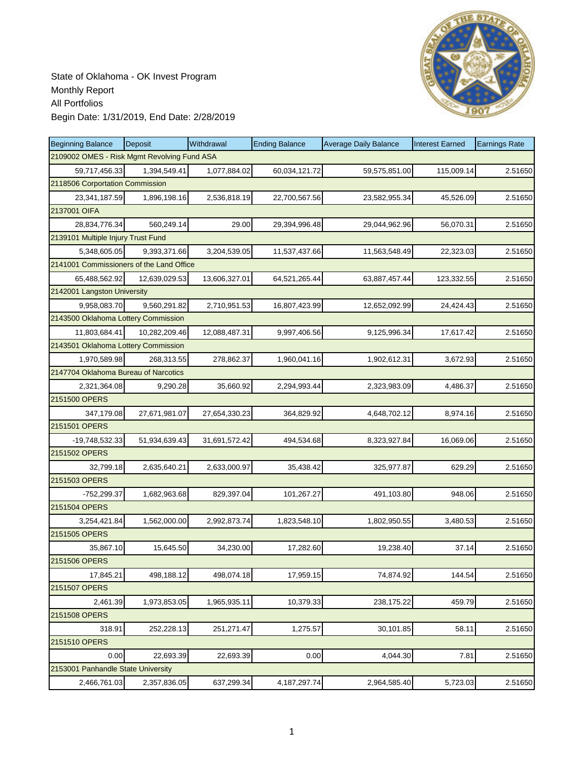State of Oklahoma - OK Invest Program
Monthly Report
All Portfolios
Begin Date: 1/31/2019, End Date: 2/28/2019

| Beginning Balance | Deposit | Withdrawal | Ending Balance | Average Daily Balance | Interest Earned | Earnings Rate |
|---|---|---|---|---|---|---|
| 2109002 OMES - Risk Mgmt Revolving Fund ASA | | | | | | |
| 59,717,456.33 | 1,394,549.41 | 1,077,884.02 | 60,034,121.72 | 59,575,851.00 | 115,009.14 | 2.51650 |
| 2118506 Corportation Commission | | | | | | |
| 23,341,187.59 | 1,896,198.16 | 2,536,818.19 | 22,700,567.56 | 23,582,955.34 | 45,526.09 | 2.51650 |
| 2137001 OIFA | | | | | | |
| 28,834,776.34 | 560,249.14 | 29.00 | 29,394,996.48 | 29,044,962.96 | 56,070.31 | 2.51650 |
| 2139101 Multiple Injury Trust Fund | | | | | | |
| 5,348,605.05 | 9,393,371.66 | 3,204,539.05 | 11,537,437.66 | 11,563,548.49 | 22,323.03 | 2.51650 |
| 2141001 Commissioners of the Land Office | | | | | | |
| 65,488,562.92 | 12,639,029.53 | 13,606,327.01 | 64,521,265.44 | 63,887,457.44 | 123,332.55 | 2.51650 |
| 2142001 Langston University | | | | | | |
| 9,958,083.70 | 9,560,291.82 | 2,710,951.53 | 16,807,423.99 | 12,652,092.99 | 24,424.43 | 2.51650 |
| 2143500 Oklahoma Lottery Commission | | | | | | |
| 11,803,684.41 | 10,282,209.46 | 12,088,487.31 | 9,997,406.56 | 9,125,996.34 | 17,617.42 | 2.51650 |
| 2143501 Oklahoma Lottery Commission | | | | | | |
| 1,970,589.98 | 268,313.55 | 278,862.37 | 1,960,041.16 | 1,902,612.31 | 3,672.93 | 2.51650 |
| 2147704 Oklahoma Bureau of Narcotics | | | | | | |
| 2,321,364.08 | 9,290.28 | 35,660.92 | 2,294,993.44 | 2,323,983.09 | 4,486.37 | 2.51650 |
| 2151500 OPERS | | | | | | |
| 347,179.08 | 27,671,981.07 | 27,654,330.23 | 364,829.92 | 4,648,702.12 | 8,974.16 | 2.51650 |
| 2151501 OPERS | | | | | | |
| -19,748,532.33 | 51,934,639.43 | 31,691,572.42 | 494,534.68 | 8,323,927.84 | 16,069.06 | 2.51650 |
| 2151502 OPERS | | | | | | |
| 32,799.18 | 2,635,640.21 | 2,633,000.97 | 35,438.42 | 325,977.87 | 629.29 | 2.51650 |
| 2151503 OPERS | | | | | | |
| -752,299.37 | 1,682,963.68 | 829,397.04 | 101,267.27 | 491,103.80 | 948.06 | 2.51650 |
| 2151504 OPERS | | | | | | |
| 3,254,421.84 | 1,562,000.00 | 2,992,873.74 | 1,823,548.10 | 1,802,950.55 | 3,480.53 | 2.51650 |
| 2151505 OPERS | | | | | | |
| 35,867.10 | 15,645.50 | 34,230.00 | 17,282.60 | 19,238.40 | 37.14 | 2.51650 |
| 2151506 OPERS | | | | | | |
| 17,845.21 | 498,188.12 | 498,074.18 | 17,959.15 | 74,874.92 | 144.54 | 2.51650 |
| 2151507 OPERS | | | | | | |
| 2,461.39 | 1,973,853.05 | 1,965,935.11 | 10,379.33 | 238,175.22 | 459.79 | 2.51650 |
| 2151508 OPERS | | | | | | |
| 318.91 | 252,228.13 | 251,271.47 | 1,275.57 | 30,101.85 | 58.11 | 2.51650 |
| 2151510 OPERS | | | | | | |
| 0.00 | 22,693.39 | 22,693.39 | 0.00 | 4,044.30 | 7.81 | 2.51650 |
| 2153001 Panhandle State University | | | | | | |
| 2,466,761.03 | 2,357,836.05 | 637,299.34 | 4,187,297.74 | 2,964,585.40 | 5,723.03 | 2.51650 |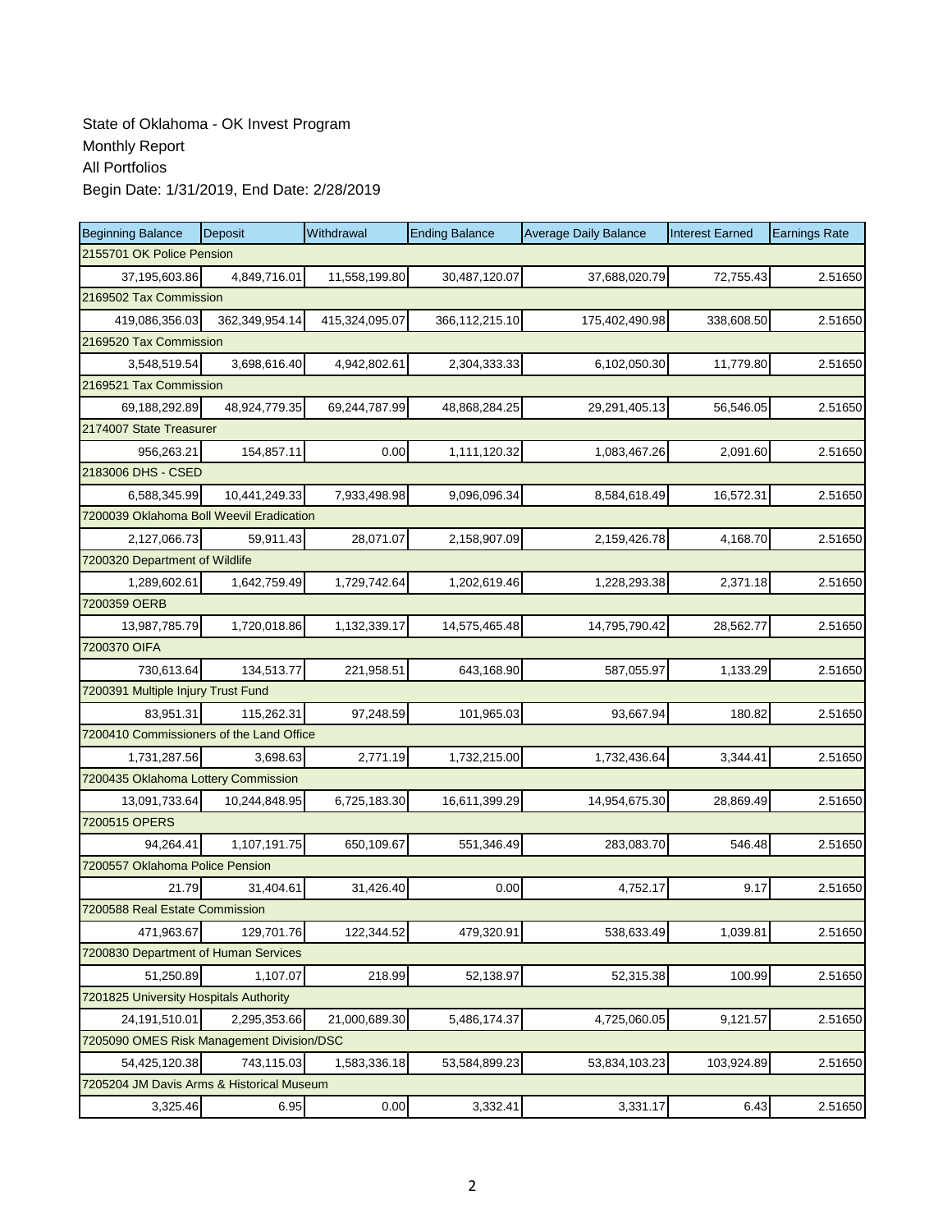State of Oklahoma - OK Invest Program
Monthly Report
All Portfolios
Begin Date: 1/31/2019, End Date: 2/28/2019

| Beginning Balance | Deposit | Withdrawal | Ending Balance | Average Daily Balance | Interest Earned | Earnings Rate |
|---|---|---|---|---|---|---|
| 2155701 OK Police Pension | | | | | | |
| 37,195,603.86 | 4,849,716.01 | 11,558,199.80 | 30,487,120.07 | 37,688,020.79 | 72,755.43 | 2.51650 |
| 2169502 Tax Commission | | | | | | |
| 419,086,356.03 | 362,349,954.14 | 415,324,095.07 | 366,112,215.10 | 175,402,490.98 | 338,608.50 | 2.51650 |
| 2169520 Tax Commission | | | | | | |
| 3,548,519.54 | 3,698,616.40 | 4,942,802.61 | 2,304,333.33 | 6,102,050.30 | 11,779.80 | 2.51650 |
| 2169521 Tax Commission | | | | | | |
| 69,188,292.89 | 48,924,779.35 | 69,244,787.99 | 48,868,284.25 | 29,291,405.13 | 56,546.05 | 2.51650 |
| 2174007 State Treasurer | | | | | | |
| 956,263.21 | 154,857.11 | 0.00 | 1,111,120.32 | 1,083,467.26 | 2,091.60 | 2.51650 |
| 2183006 DHS - CSED | | | | | | |
| 6,588,345.99 | 10,441,249.33 | 7,933,498.98 | 9,096,096.34 | 8,584,618.49 | 16,572.31 | 2.51650 |
| 7200039 Oklahoma Boll Weevil Eradication | | | | | | |
| 2,127,066.73 | 59,911.43 | 28,071.07 | 2,158,907.09 | 2,159,426.78 | 4,168.70 | 2.51650 |
| 7200320 Department of Wildlife | | | | | | |
| 1,289,602.61 | 1,642,759.49 | 1,729,742.64 | 1,202,619.46 | 1,228,293.38 | 2,371.18 | 2.51650 |
| 7200359 OERB | | | | | | |
| 13,987,785.79 | 1,720,018.86 | 1,132,339.17 | 14,575,465.48 | 14,795,790.42 | 28,562.77 | 2.51650 |
| 7200370 OIFA | | | | | | |
| 730,613.64 | 134,513.77 | 221,958.51 | 643,168.90 | 587,055.97 | 1,133.29 | 2.51650 |
| 7200391 Multiple Injury Trust Fund | | | | | | |
| 83,951.31 | 115,262.31 | 97,248.59 | 101,965.03 | 93,667.94 | 180.82 | 2.51650 |
| 7200410 Commissioners of the Land Office | | | | | | |
| 1,731,287.56 | 3,698.63 | 2,771.19 | 1,732,215.00 | 1,732,436.64 | 3,344.41 | 2.51650 |
| 7200435 Oklahoma Lottery Commission | | | | | | |
| 13,091,733.64 | 10,244,848.95 | 6,725,183.30 | 16,611,399.29 | 14,954,675.30 | 28,869.49 | 2.51650 |
| 7200515 OPERS | | | | | | |
| 94,264.41 | 1,107,191.75 | 650,109.67 | 551,346.49 | 283,083.70 | 546.48 | 2.51650 |
| 7200557 Oklahoma Police Pension | | | | | | |
| 21.79 | 31,404.61 | 31,426.40 | 0.00 | 4,752.17 | 9.17 | 2.51650 |
| 7200588 Real Estate Commission | | | | | | |
| 471,963.67 | 129,701.76 | 122,344.52 | 479,320.91 | 538,633.49 | 1,039.81 | 2.51650 |
| 7200830 Department of Human Services | | | | | | |
| 51,250.89 | 1,107.07 | 218.99 | 52,138.97 | 52,315.38 | 100.99 | 2.51650 |
| 7201825 University Hospitals Authority | | | | | | |
| 24,191,510.01 | 2,295,353.66 | 21,000,689.30 | 5,486,174.37 | 4,725,060.05 | 9,121.57 | 2.51650 |
| 7205090 OMES Risk Management Division/DSC | | | | | | |
| 54,425,120.38 | 743,115.03 | 1,583,336.18 | 53,584,899.23 | 53,834,103.23 | 103,924.89 | 2.51650 |
| 7205204 JM Davis Arms & Historical Museum | | | | | | |
| 3,325.46 | 6.95 | 0.00 | 3,332.41 | 3,331.17 | 6.43 | 2.51650 |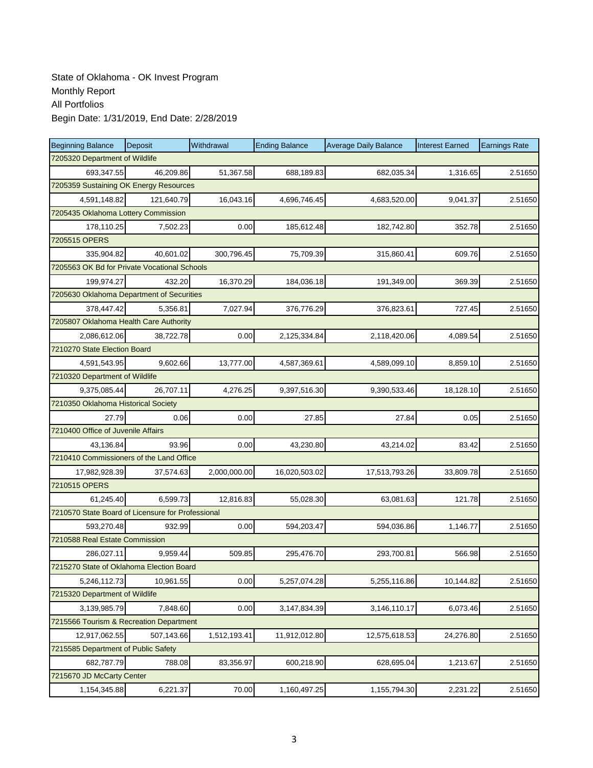State of Oklahoma - OK Invest Program
Monthly Report
All Portfolios
Begin Date: 1/31/2019, End Date: 2/28/2019

| Beginning Balance | Deposit | Withdrawal | Ending Balance | Average Daily Balance | Interest Earned | Earnings Rate |
|---|---|---|---|---|---|---|
| 7205320 Department of Wildlife | | | | | | |
| 693,347.55 | 46,209.86 | 51,367.58 | 688,189.83 | 682,035.34 | 1,316.65 | 2.51650 |
| 7205359 Sustaining OK Energy Resources | | | | | | |
| 4,591,148.82 | 121,640.79 | 16,043.16 | 4,696,746.45 | 4,683,520.00 | 9,041.37 | 2.51650 |
| 7205435 Oklahoma Lottery Commission | | | | | | |
| 178,110.25 | 7,502.23 | 0.00 | 185,612.48 | 182,742.80 | 352.78 | 2.51650 |
| 7205515 OPERS | | | | | | |
| 335,904.82 | 40,601.02 | 300,796.45 | 75,709.39 | 315,860.41 | 609.76 | 2.51650 |
| 7205563 OK Bd for Private Vocational Schools | | | | | | |
| 199,974.27 | 432.20 | 16,370.29 | 184,036.18 | 191,349.00 | 369.39 | 2.51650 |
| 7205630 Oklahoma Department of Securities | | | | | | |
| 378,447.42 | 5,356.81 | 7,027.94 | 376,776.29 | 376,823.61 | 727.45 | 2.51650 |
| 7205807 Oklahoma Health Care Authority | | | | | | |
| 2,086,612.06 | 38,722.78 | 0.00 | 2,125,334.84 | 2,118,420.06 | 4,089.54 | 2.51650 |
| 7210270 State Election Board | | | | | | |
| 4,591,543.95 | 9,602.66 | 13,777.00 | 4,587,369.61 | 4,589,099.10 | 8,859.10 | 2.51650 |
| 7210320 Department of Wildlife | | | | | | |
| 9,375,085.44 | 26,707.11 | 4,276.25 | 9,397,516.30 | 9,390,533.46 | 18,128.10 | 2.51650 |
| 7210350 Oklahoma Historical Society | | | | | | |
| 27.79 | 0.06 | 0.00 | 27.85 | 27.84 | 0.05 | 2.51650 |
| 7210400 Office of Juvenile Affairs | | | | | | |
| 43,136.84 | 93.96 | 0.00 | 43,230.80 | 43,214.02 | 83.42 | 2.51650 |
| 7210410 Commissioners of the Land Office | | | | | | |
| 17,982,928.39 | 37,574.63 | 2,000,000.00 | 16,020,503.02 | 17,513,793.26 | 33,809.78 | 2.51650 |
| 7210515 OPERS | | | | | | |
| 61,245.40 | 6,599.73 | 12,816.83 | 55,028.30 | 63,081.63 | 121.78 | 2.51650 |
| 7210570 State Board of Licensure for Professional | | | | | | |
| 593,270.48 | 932.99 | 0.00 | 594,203.47 | 594,036.86 | 1,146.77 | 2.51650 |
| 7210588 Real Estate Commission | | | | | | |
| 286,027.11 | 9,959.44 | 509.85 | 295,476.70 | 293,700.81 | 566.98 | 2.51650 |
| 7215270 State of Oklahoma Election Board | | | | | | |
| 5,246,112.73 | 10,961.55 | 0.00 | 5,257,074.28 | 5,255,116.86 | 10,144.82 | 2.51650 |
| 7215320 Department of Wildlife | | | | | | |
| 3,139,985.79 | 7,848.60 | 0.00 | 3,147,834.39 | 3,146,110.17 | 6,073.46 | 2.51650 |
| 7215566 Tourism & Recreation Department | | | | | | |
| 12,917,062.55 | 507,143.66 | 1,512,193.41 | 11,912,012.80 | 12,575,618.53 | 24,276.80 | 2.51650 |
| 7215585 Department of Public Safety | | | | | | |
| 682,787.79 | 788.08 | 83,356.97 | 600,218.90 | 628,695.04 | 1,213.67 | 2.51650 |
| 7215670 JD McCarty Center | | | | | | |
| 1,154,345.88 | 6,221.37 | 70.00 | 1,160,497.25 | 1,155,794.30 | 2,231.22 | 2.51650 |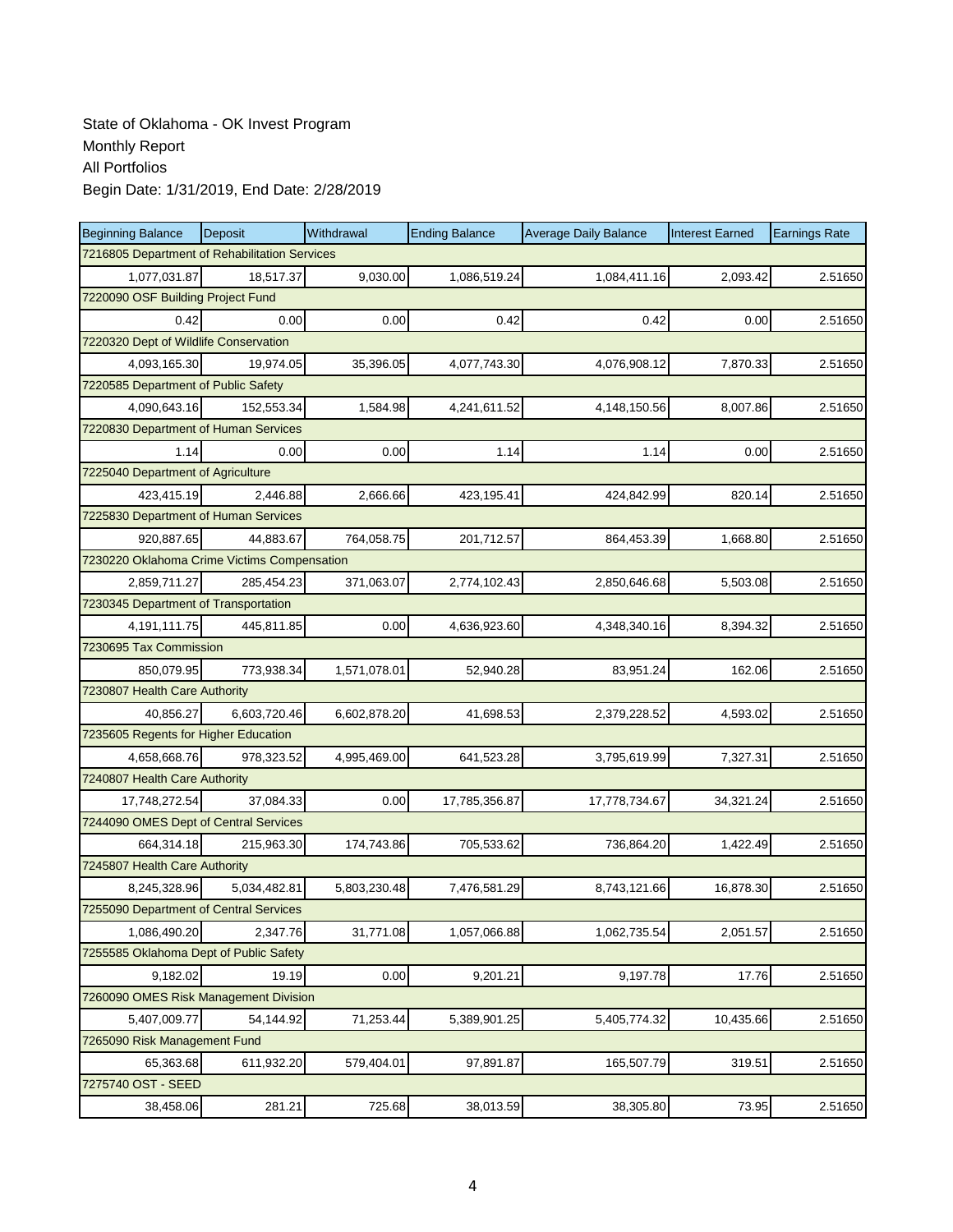State of Oklahoma - OK Invest Program
Monthly Report
All Portfolios
Begin Date: 1/31/2019, End Date: 2/28/2019

| Beginning Balance | Deposit | Withdrawal | Ending Balance | Average Daily Balance | Interest Earned | Earnings Rate |
|---|---|---|---|---|---|---|
| 7216805 Department of Rehabilitation Services | | | | | | |
| 1,077,031.87 | 18,517.37 | 9,030.00 | 1,086,519.24 | 1,084,411.16 | 2,093.42 | 2.51650 |
| 7220090 OSF Building Project Fund | | | | | | |
| 0.42 | 0.00 | 0.00 | 0.42 | 0.42 | 0.00 | 2.51650 |
| 7220320 Dept of Wildlife Conservation | | | | | | |
| 4,093,165.30 | 19,974.05 | 35,396.05 | 4,077,743.30 | 4,076,908.12 | 7,870.33 | 2.51650 |
| 7220585 Department of Public Safety | | | | | | |
| 4,090,643.16 | 152,553.34 | 1,584.98 | 4,241,611.52 | 4,148,150.56 | 8,007.86 | 2.51650 |
| 7220830 Department of Human Services | | | | | | |
| 1.14 | 0.00 | 0.00 | 1.14 | 1.14 | 0.00 | 2.51650 |
| 7225040 Department of Agriculture | | | | | | |
| 423,415.19 | 2,446.88 | 2,666.66 | 423,195.41 | 424,842.99 | 820.14 | 2.51650 |
| 7225830 Department of Human Services | | | | | | |
| 920,887.65 | 44,883.67 | 764,058.75 | 201,712.57 | 864,453.39 | 1,668.80 | 2.51650 |
| 7230220 Oklahoma Crime Victims Compensation | | | | | | |
| 2,859,711.27 | 285,454.23 | 371,063.07 | 2,774,102.43 | 2,850,646.68 | 5,503.08 | 2.51650 |
| 7230345 Department of Transportation | | | | | | |
| 4,191,111.75 | 445,811.85 | 0.00 | 4,636,923.60 | 4,348,340.16 | 8,394.32 | 2.51650 |
| 7230695 Tax Commission | | | | | | |
| 850,079.95 | 773,938.34 | 1,571,078.01 | 52,940.28 | 83,951.24 | 162.06 | 2.51650 |
| 7230807 Health Care Authority | | | | | | |
| 40,856.27 | 6,603,720.46 | 6,602,878.20 | 41,698.53 | 2,379,228.52 | 4,593.02 | 2.51650 |
| 7235605 Regents for Higher Education | | | | | | |
| 4,658,668.76 | 978,323.52 | 4,995,469.00 | 641,523.28 | 3,795,619.99 | 7,327.31 | 2.51650 |
| 7240807 Health Care Authority | | | | | | |
| 17,748,272.54 | 37,084.33 | 0.00 | 17,785,356.87 | 17,778,734.67 | 34,321.24 | 2.51650 |
| 7244090 OMES Dept of Central Services | | | | | | |
| 664,314.18 | 215,963.30 | 174,743.86 | 705,533.62 | 736,864.20 | 1,422.49 | 2.51650 |
| 7245807 Health Care Authority | | | | | | |
| 8,245,328.96 | 5,034,482.81 | 5,803,230.48 | 7,476,581.29 | 8,743,121.66 | 16,878.30 | 2.51650 |
| 7255090 Department of Central Services | | | | | | |
| 1,086,490.20 | 2,347.76 | 31,771.08 | 1,057,066.88 | 1,062,735.54 | 2,051.57 | 2.51650 |
| 7255585 Oklahoma Dept of Public Safety | | | | | | |
| 9,182.02 | 19.19 | 0.00 | 9,201.21 | 9,197.78 | 17.76 | 2.51650 |
| 7260090 OMES Risk Management Division | | | | | | |
| 5,407,009.77 | 54,144.92 | 71,253.44 | 5,389,901.25 | 5,405,774.32 | 10,435.66 | 2.51650 |
| 7265090 Risk Management Fund | | | | | | |
| 65,363.68 | 611,932.20 | 579,404.01 | 97,891.87 | 165,507.79 | 319.51 | 2.51650 |
| 7275740 OST - SEED | | | | | | |
| 38,458.06 | 281.21 | 725.68 | 38,013.59 | 38,305.80 | 73.95 | 2.51650 |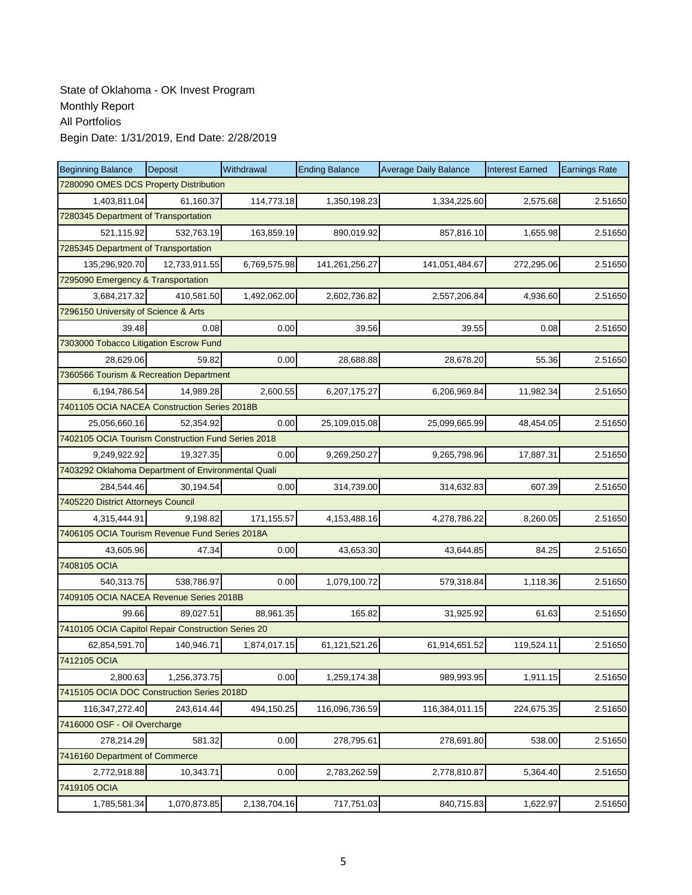State of Oklahoma - OK Invest Program
Monthly Report
All Portfolios
Begin Date: 1/31/2019, End Date: 2/28/2019

| Beginning Balance | Deposit | Withdrawal | Ending Balance | Average Daily Balance | Interest Earned | Earnings Rate |
|---|---|---|---|---|---|---|
| 7280090 OMES DCS Property Distribution | | | | | | |
| 1,403,811.04 | 61,160.37 | 114,773.18 | 1,350,198.23 | 1,334,225.60 | 2,575.68 | 2.51650 |
| 7280345 Department of Transportation | | | | | | |
| 521,115.92 | 532,763.19 | 163,859.19 | 890,019.92 | 857,816.10 | 1,655.98 | 2.51650 |
| 7285345 Department of Transportation | | | | | | |
| 135,296,920.70 | 12,733,911.55 | 6,769,575.98 | 141,261,256.27 | 141,051,484.67 | 272,295.06 | 2.51650 |
| 7295090 Emergency & Transportation | | | | | | |
| 3,684,217.32 | 410,581.50 | 1,492,062.00 | 2,602,736.82 | 2,557,206.84 | 4,936.60 | 2.51650 |
| 7296150 University of Science & Arts | | | | | | |
| 39.48 | 0.08 | 0.00 | 39.56 | 39.55 | 0.08 | 2.51650 |
| 7303000 Tobacco Litigation Escrow Fund | | | | | | |
| 28,629.06 | 59.82 | 0.00 | 28,688.88 | 28,678.20 | 55.36 | 2.51650 |
| 7360566 Tourism & Recreation Department | | | | | | |
| 6,194,786.54 | 14,989.28 | 2,600.55 | 6,207,175.27 | 6,206,969.84 | 11,982.34 | 2.51650 |
| 7401105 OCIA NACEA Construction Series 2018B | | | | | | |
| 25,056,660.16 | 52,354.92 | 0.00 | 25,109,015.08 | 25,099,665.99 | 48,454.05 | 2.51650 |
| 7402105 OCIA Tourism Construction Fund Series 2018 | | | | | | |
| 9,249,922.92 | 19,327.35 | 0.00 | 9,269,250.27 | 9,265,798.96 | 17,887.31 | 2.51650 |
| 7403292 Oklahoma Department of Environmental Quali | | | | | | |
| 284,544.46 | 30,194.54 | 0.00 | 314,739.00 | 314,632.83 | 607.39 | 2.51650 |
| 7405220 District Attorneys Council | | | | | | |
| 4,315,444.91 | 9,198.82 | 171,155.57 | 4,153,488.16 | 4,278,786.22 | 8,260.05 | 2.51650 |
| 7406105 OCIA Tourism Revenue Fund Series 2018A | | | | | | |
| 43,605.96 | 47.34 | 0.00 | 43,653.30 | 43,644.85 | 84.25 | 2.51650 |
| 7408105 OCIA | | | | | | |
| 540,313.75 | 538,786.97 | 0.00 | 1,079,100.72 | 579,318.84 | 1,118.36 | 2.51650 |
| 7409105 OCIA NACEA Revenue Series 2018B | | | | | | |
| 99.66 | 89,027.51 | 88,961.35 | 165.82 | 31,925.92 | 61.63 | 2.51650 |
| 7410105 OCIA Capitol Repair Construction Series 20 | | | | | | |
| 62,854,591.70 | 140,946.71 | 1,874,017.15 | 61,121,521.26 | 61,914,651.52 | 119,524.11 | 2.51650 |
| 7412105 OCIA | | | | | | |
| 2,800.63 | 1,256,373.75 | 0.00 | 1,259,174.38 | 989,993.95 | 1,911.15 | 2.51650 |
| 7415105 OCIA DOC Construction Series 2018D | | | | | | |
| 116,347,272.40 | 243,614.44 | 494,150.25 | 116,096,736.59 | 116,384,011.15 | 224,675.35 | 2.51650 |
| 7416000 OSF - Oil Overcharge | | | | | | |
| 278,214.29 | 581.32 | 0.00 | 278,795.61 | 278,691.80 | 538.00 | 2.51650 |
| 7416160 Department of Commerce | | | | | | |
| 2,772,918.88 | 10,343.71 | 0.00 | 2,783,262.59 | 2,778,810.87 | 5,364.40 | 2.51650 |
| 7419105 OCIA | | | | | | |
| 1,785,581.34 | 1,070,873.85 | 2,138,704.16 | 717,751.03 | 840,715.83 | 1,622.97 | 2.51650 |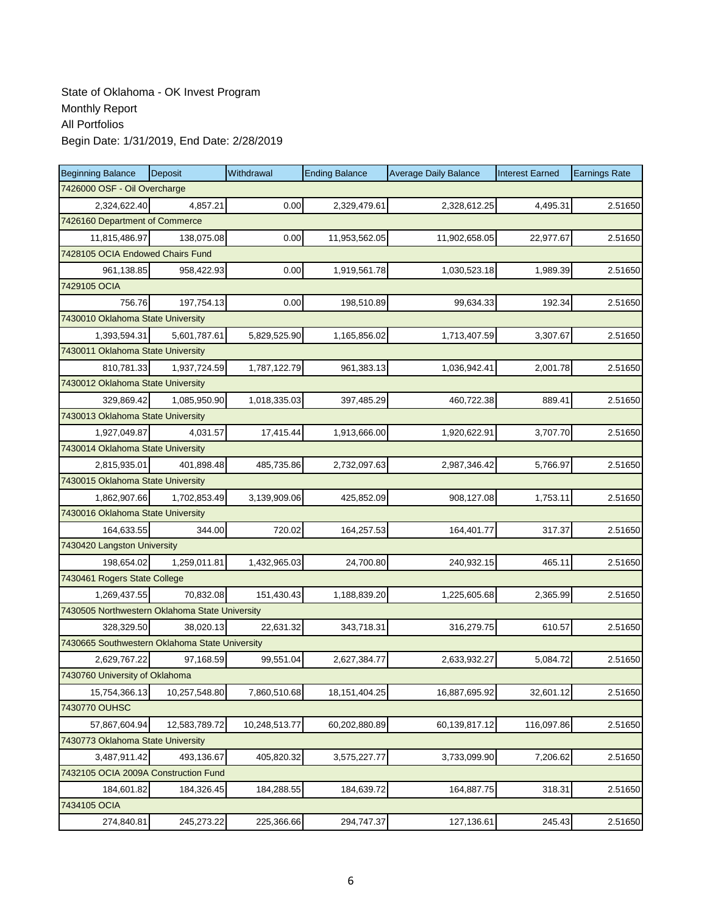State of Oklahoma - OK Invest Program
Monthly Report
All Portfolios
Begin Date: 1/31/2019, End Date: 2/28/2019

| Beginning Balance | Deposit | Withdrawal | Ending Balance | Average Daily Balance | Interest Earned | Earnings Rate |
|---|---|---|---|---|---|---|
| 7426000 OSF - Oil Overcharge | | | | | | |
| 2,324,622.40 | 4,857.21 | 0.00 | 2,329,479.61 | 2,328,612.25 | 4,495.31 | 2.51650 |
| 7426160 Department of Commerce | | | | | | |
| 11,815,486.97 | 138,075.08 | 0.00 | 11,953,562.05 | 11,902,658.05 | 22,977.67 | 2.51650 |
| 7428105 OCIA Endowed Chairs Fund | | | | | | |
| 961,138.85 | 958,422.93 | 0.00 | 1,919,561.78 | 1,030,523.18 | 1,989.39 | 2.51650 |
| 7429105 OCIA | | | | | | |
| 756.76 | 197,754.13 | 0.00 | 198,510.89 | 99,634.33 | 192.34 | 2.51650 |
| 7430010 Oklahoma State University | | | | | | |
| 1,393,594.31 | 5,601,787.61 | 5,829,525.90 | 1,165,856.02 | 1,713,407.59 | 3,307.67 | 2.51650 |
| 7430011 Oklahoma State University | | | | | | |
| 810,781.33 | 1,937,724.59 | 1,787,122.79 | 961,383.13 | 1,036,942.41 | 2,001.78 | 2.51650 |
| 7430012 Oklahoma State University | | | | | | |
| 329,869.42 | 1,085,950.90 | 1,018,335.03 | 397,485.29 | 460,722.38 | 889.41 | 2.51650 |
| 7430013 Oklahoma State University | | | | | | |
| 1,927,049.87 | 4,031.57 | 17,415.44 | 1,913,666.00 | 1,920,622.91 | 3,707.70 | 2.51650 |
| 7430014 Oklahoma State University | | | | | | |
| 2,815,935.01 | 401,898.48 | 485,735.86 | 2,732,097.63 | 2,987,346.42 | 5,766.97 | 2.51650 |
| 7430015 Oklahoma State University | | | | | | |
| 1,862,907.66 | 1,702,853.49 | 3,139,909.06 | 425,852.09 | 908,127.08 | 1,753.11 | 2.51650 |
| 7430016 Oklahoma State University | | | | | | |
| 164,633.55 | 344.00 | 720.02 | 164,257.53 | 164,401.77 | 317.37 | 2.51650 |
| 7430420 Langston University | | | | | | |
| 198,654.02 | 1,259,011.81 | 1,432,965.03 | 24,700.80 | 240,932.15 | 465.11 | 2.51650 |
| 7430461 Rogers State College | | | | | | |
| 1,269,437.55 | 70,832.08 | 151,430.43 | 1,188,839.20 | 1,225,605.68 | 2,365.99 | 2.51650 |
| 7430505 Northwestern Oklahoma State University | | | | | | |
| 328,329.50 | 38,020.13 | 22,631.32 | 343,718.31 | 316,279.75 | 610.57 | 2.51650 |
| 7430665 Southwestern Oklahoma State University | | | | | | |
| 2,629,767.22 | 97,168.59 | 99,551.04 | 2,627,384.77 | 2,633,932.27 | 5,084.72 | 2.51650 |
| 7430760 University of Oklahoma | | | | | | |
| 15,754,366.13 | 10,257,548.80 | 7,860,510.68 | 18,151,404.25 | 16,887,695.92 | 32,601.12 | 2.51650 |
| 7430770 OUHSC | | | | | | |
| 57,867,604.94 | 12,583,789.72 | 10,248,513.77 | 60,202,880.89 | 60,139,817.12 | 116,097.86 | 2.51650 |
| 7430773 Oklahoma State University | | | | | | |
| 3,487,911.42 | 493,136.67 | 405,820.32 | 3,575,227.77 | 3,733,099.90 | 7,206.62 | 2.51650 |
| 7432105 OCIA 2009A Construction Fund | | | | | | |
| 184,601.82 | 184,326.45 | 184,288.55 | 184,639.72 | 164,887.75 | 318.31 | 2.51650 |
| 7434105 OCIA | | | | | | |
| 274,840.81 | 245,273.22 | 225,366.66 | 294,747.37 | 127,136.61 | 245.43 | 2.51650 |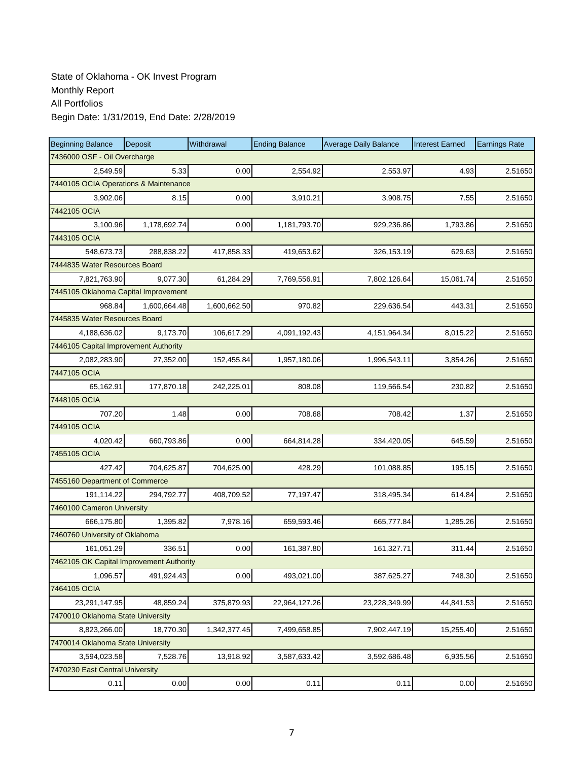State of Oklahoma - OK Invest Program
Monthly Report
All Portfolios
Begin Date: 1/31/2019, End Date: 2/28/2019

| Beginning Balance | Deposit | Withdrawal | Ending Balance | Average Daily Balance | Interest Earned | Earnings Rate |
|---|---|---|---|---|---|---|
| 7436000 OSF - Oil Overcharge | | | | | | |
| 2,549.59 | 5.33 | 0.00 | 2,554.92 | 2,553.97 | 4.93 | 2.51650 |
| 7440105 OCIA Operations & Maintenance | | | | | | |
| 3,902.06 | 8.15 | 0.00 | 3,910.21 | 3,908.75 | 7.55 | 2.51650 |
| 7442105 OCIA | | | | | | |
| 3,100.96 | 1,178,692.74 | 0.00 | 1,181,793.70 | 929,236.86 | 1,793.86 | 2.51650 |
| 7443105 OCIA | | | | | | |
| 548,673.73 | 288,838.22 | 417,858.33 | 419,653.62 | 326,153.19 | 629.63 | 2.51650 |
| 7444835 Water Resources Board | | | | | | |
| 7,821,763.90 | 9,077.30 | 61,284.29 | 7,769,556.91 | 7,802,126.64 | 15,061.74 | 2.51650 |
| 7445105 Oklahoma Capital Improvement | | | | | | |
| 968.84 | 1,600,664.48 | 1,600,662.50 | 970.82 | 229,636.54 | 443.31 | 2.51650 |
| 7445835 Water Resources Board | | | | | | |
| 4,188,636.02 | 9,173.70 | 106,617.29 | 4,091,192.43 | 4,151,964.34 | 8,015.22 | 2.51650 |
| 7446105 Capital Improvement Authority | | | | | | |
| 2,082,283.90 | 27,352.00 | 152,455.84 | 1,957,180.06 | 1,996,543.11 | 3,854.26 | 2.51650 |
| 7447105 OCIA | | | | | | |
| 65,162.91 | 177,870.18 | 242,225.01 | 808.08 | 119,566.54 | 230.82 | 2.51650 |
| 7448105 OCIA | | | | | | |
| 707.20 | 1.48 | 0.00 | 708.68 | 708.42 | 1.37 | 2.51650 |
| 7449105 OCIA | | | | | | |
| 4,020.42 | 660,793.86 | 0.00 | 664,814.28 | 334,420.05 | 645.59 | 2.51650 |
| 7455105 OCIA | | | | | | |
| 427.42 | 704,625.87 | 704,625.00 | 428.29 | 101,088.85 | 195.15 | 2.51650 |
| 7455160 Department of Commerce | | | | | | |
| 191,114.22 | 294,792.77 | 408,709.52 | 77,197.47 | 318,495.34 | 614.84 | 2.51650 |
| 7460100 Cameron University | | | | | | |
| 666,175.80 | 1,395.82 | 7,978.16 | 659,593.46 | 665,777.84 | 1,285.26 | 2.51650 |
| 7460760 University of Oklahoma | | | | | | |
| 161,051.29 | 336.51 | 0.00 | 161,387.80 | 161,327.71 | 311.44 | 2.51650 |
| 7462105 OK Capital Improvement Authority | | | | | | |
| 1,096.57 | 491,924.43 | 0.00 | 493,021.00 | 387,625.27 | 748.30 | 2.51650 |
| 7464105 OCIA | | | | | | |
| 23,291,147.95 | 48,859.24 | 375,879.93 | 22,964,127.26 | 23,228,349.99 | 44,841.53 | 2.51650 |
| 7470010 Oklahoma State University | | | | | | |
| 8,823,266.00 | 18,770.30 | 1,342,377.45 | 7,499,658.85 | 7,902,447.19 | 15,255.40 | 2.51650 |
| 7470014 Oklahoma State University | | | | | | |
| 3,594,023.58 | 7,528.76 | 13,918.92 | 3,587,633.42 | 3,592,686.48 | 6,935.56 | 2.51650 |
| 7470230 East Central University | | | | | | |
| 0.11 | 0.00 | 0.00 | 0.11 | 0.11 | 0.00 | 2.51650 |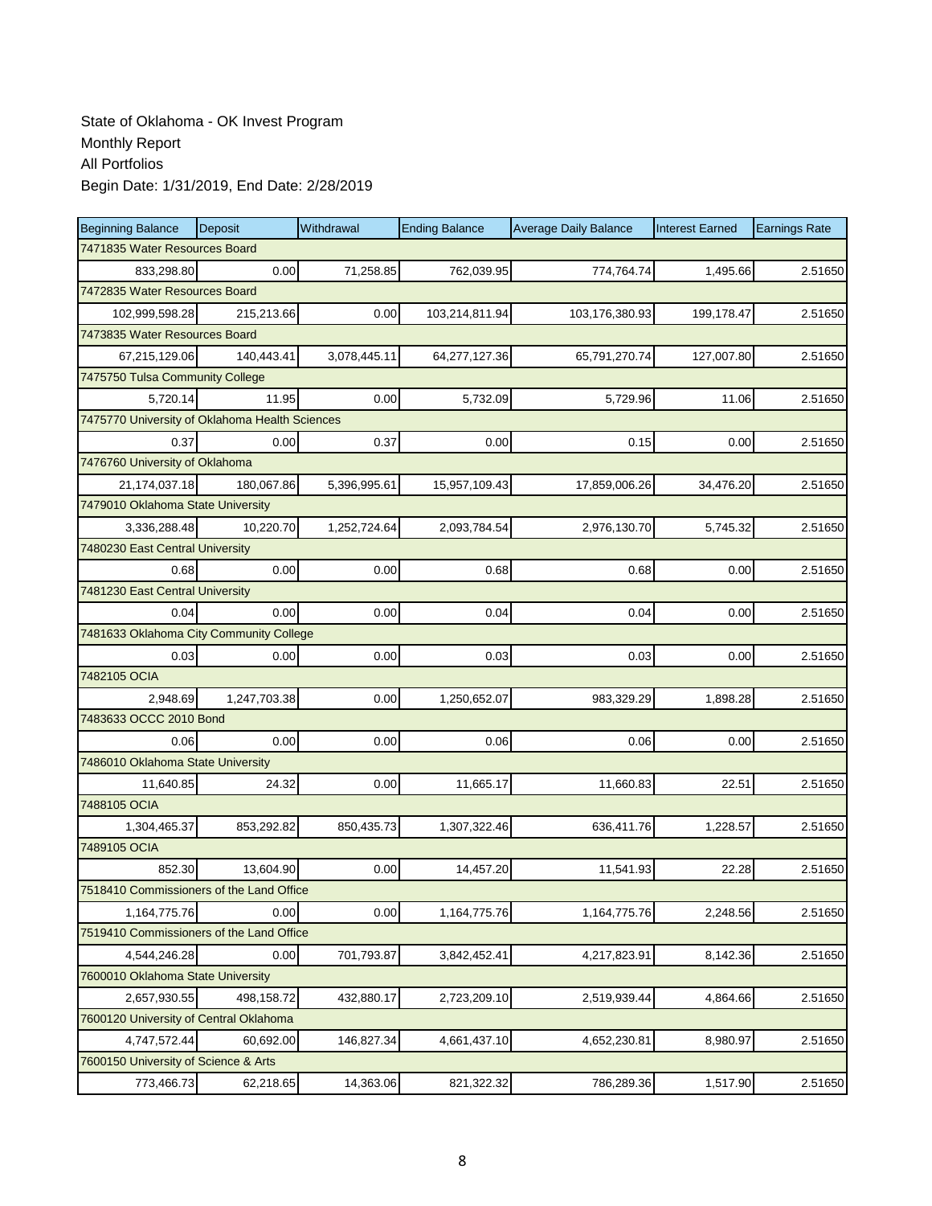State of Oklahoma - OK Invest Program
Monthly Report
All Portfolios
Begin Date: 1/31/2019, End Date: 2/28/2019

| Beginning Balance | Deposit | Withdrawal | Ending Balance | Average Daily Balance | Interest Earned | Earnings Rate |
|---|---|---|---|---|---|---|
| 7471835 Water Resources Board | | | | | | |
| 833,298.80 | 0.00 | 71,258.85 | 762,039.95 | 774,764.74 | 1,495.66 | 2.51650 |
| 7472835 Water Resources Board | | | | | | |
| 102,999,598.28 | 215,213.66 | 0.00 | 103,214,811.94 | 103,176,380.93 | 199,178.47 | 2.51650 |
| 7473835 Water Resources Board | | | | | | |
| 67,215,129.06 | 140,443.41 | 3,078,445.11 | 64,277,127.36 | 65,791,270.74 | 127,007.80 | 2.51650 |
| 7475750 Tulsa Community College | | | | | | |
| 5,720.14 | 11.95 | 0.00 | 5,732.09 | 5,729.96 | 11.06 | 2.51650 |
| 7475770 University of Oklahoma Health Sciences | | | | | | |
| 0.37 | 0.00 | 0.37 | 0.00 | 0.15 | 0.00 | 2.51650 |
| 7476760 University of Oklahoma | | | | | | |
| 21,174,037.18 | 180,067.86 | 5,396,995.61 | 15,957,109.43 | 17,859,006.26 | 34,476.20 | 2.51650 |
| 7479010 Oklahoma State University | | | | | | |
| 3,336,288.48 | 10,220.70 | 1,252,724.64 | 2,093,784.54 | 2,976,130.70 | 5,745.32 | 2.51650 |
| 7480230 East Central University | | | | | | |
| 0.68 | 0.00 | 0.00 | 0.68 | 0.68 | 0.00 | 2.51650 |
| 7481230 East Central University | | | | | | |
| 0.04 | 0.00 | 0.00 | 0.04 | 0.04 | 0.00 | 2.51650 |
| 7481633 Oklahoma City Community College | | | | | | |
| 0.03 | 0.00 | 0.00 | 0.03 | 0.03 | 0.00 | 2.51650 |
| 7482105 OCIA | | | | | | |
| 2,948.69 | 1,247,703.38 | 0.00 | 1,250,652.07 | 983,329.29 | 1,898.28 | 2.51650 |
| 7483633 OCCC 2010 Bond | | | | | | |
| 0.06 | 0.00 | 0.00 | 0.06 | 0.06 | 0.00 | 2.51650 |
| 7486010 Oklahoma State University | | | | | | |
| 11,640.85 | 24.32 | 0.00 | 11,665.17 | 11,660.83 | 22.51 | 2.51650 |
| 7488105 OCIA | | | | | | |
| 1,304,465.37 | 853,292.82 | 850,435.73 | 1,307,322.46 | 636,411.76 | 1,228.57 | 2.51650 |
| 7489105 OCIA | | | | | | |
| 852.30 | 13,604.90 | 0.00 | 14,457.20 | 11,541.93 | 22.28 | 2.51650 |
| 7518410 Commissioners of the Land Office | | | | | | |
| 1,164,775.76 | 0.00 | 0.00 | 1,164,775.76 | 1,164,775.76 | 2,248.56 | 2.51650 |
| 7519410 Commissioners of the Land Office | | | | | | |
| 4,544,246.28 | 0.00 | 701,793.87 | 3,842,452.41 | 4,217,823.91 | 8,142.36 | 2.51650 |
| 7600010 Oklahoma State University | | | | | | |
| 2,657,930.55 | 498,158.72 | 432,880.17 | 2,723,209.10 | 2,519,939.44 | 4,864.66 | 2.51650 |
| 7600120 University of Central Oklahoma | | | | | | |
| 4,747,572.44 | 60,692.00 | 146,827.34 | 4,661,437.10 | 4,652,230.81 | 8,980.97 | 2.51650 |
| 7600150 University of Science & Arts | | | | | | |
| 773,466.73 | 62,218.65 | 14,363.06 | 821,322.32 | 786,289.36 | 1,517.90 | 2.51650 |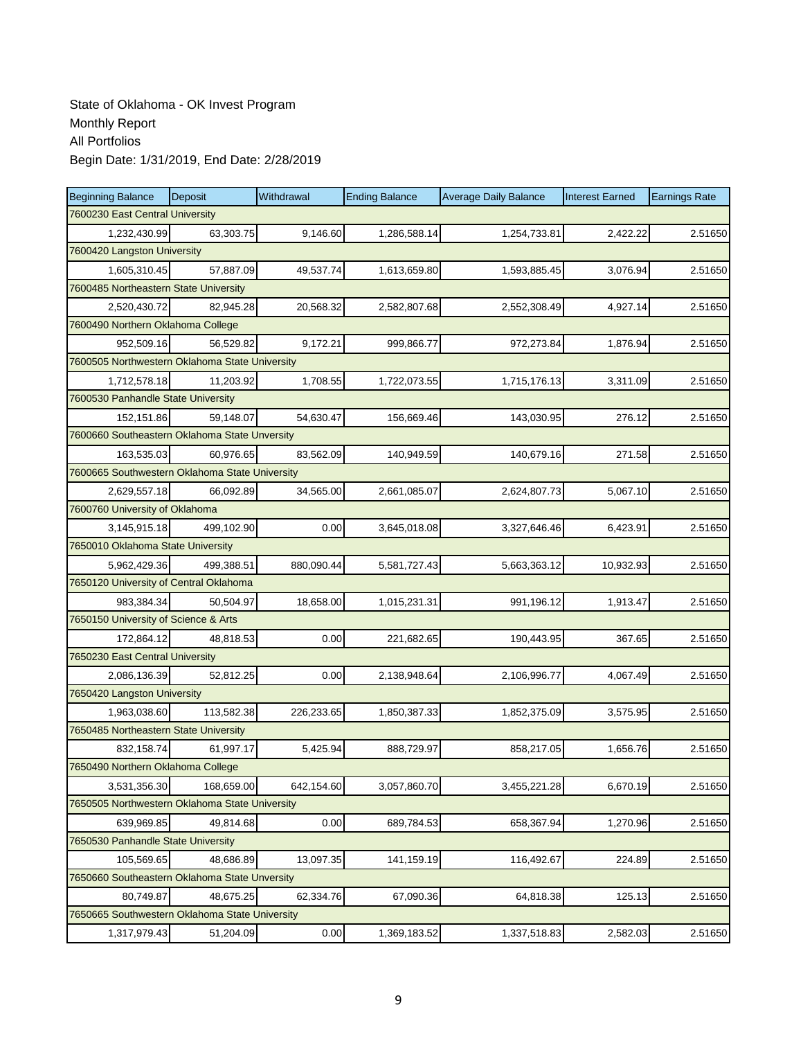State of Oklahoma - OK Invest Program
Monthly Report
All Portfolios
Begin Date: 1/31/2019, End Date: 2/28/2019

| Beginning Balance | Deposit | Withdrawal | Ending Balance | Average Daily Balance | Interest Earned | Earnings Rate |
|---|---|---|---|---|---|---|
| 7600230 East Central University | | | | | | |
| 1,232,430.99 | 63,303.75 | 9,146.60 | 1,286,588.14 | 1,254,733.81 | 2,422.22 | 2.51650 |
| 7600420 Langston University | | | | | | |
| 1,605,310.45 | 57,887.09 | 49,537.74 | 1,613,659.80 | 1,593,885.45 | 3,076.94 | 2.51650 |
| 7600485 Northeastern State University | | | | | | |
| 2,520,430.72 | 82,945.28 | 20,568.32 | 2,582,807.68 | 2,552,308.49 | 4,927.14 | 2.51650 |
| 7600490 Northern Oklahoma College | | | | | | |
| 952,509.16 | 56,529.82 | 9,172.21 | 999,866.77 | 972,273.84 | 1,876.94 | 2.51650 |
| 7600505 Northwestern Oklahoma State University | | | | | | |
| 1,712,578.18 | 11,203.92 | 1,708.55 | 1,722,073.55 | 1,715,176.13 | 3,311.09 | 2.51650 |
| 7600530 Panhandle State University | | | | | | |
| 152,151.86 | 59,148.07 | 54,630.47 | 156,669.46 | 143,030.95 | 276.12 | 2.51650 |
| 7600660 Southeastern Oklahoma State Unversity | | | | | | |
| 163,535.03 | 60,976.65 | 83,562.09 | 140,949.59 | 140,679.16 | 271.58 | 2.51650 |
| 7600665 Southwestern Oklahoma State University | | | | | | |
| 2,629,557.18 | 66,092.89 | 34,565.00 | 2,661,085.07 | 2,624,807.73 | 5,067.10 | 2.51650 |
| 7600760 University of Oklahoma | | | | | | |
| 3,145,915.18 | 499,102.90 | 0.00 | 3,645,018.08 | 3,327,646.46 | 6,423.91 | 2.51650 |
| 7650010 Oklahoma State University | | | | | | |
| 5,962,429.36 | 499,388.51 | 880,090.44 | 5,581,727.43 | 5,663,363.12 | 10,932.93 | 2.51650 |
| 7650120 University of Central Oklahoma | | | | | | |
| 983,384.34 | 50,504.97 | 18,658.00 | 1,015,231.31 | 991,196.12 | 1,913.47 | 2.51650 |
| 7650150 University of Science & Arts | | | | | | |
| 172,864.12 | 48,818.53 | 0.00 | 221,682.65 | 190,443.95 | 367.65 | 2.51650 |
| 7650230 East Central University | | | | | | |
| 2,086,136.39 | 52,812.25 | 0.00 | 2,138,948.64 | 2,106,996.77 | 4,067.49 | 2.51650 |
| 7650420 Langston University | | | | | | |
| 1,963,038.60 | 113,582.38 | 226,233.65 | 1,850,387.33 | 1,852,375.09 | 3,575.95 | 2.51650 |
| 7650485 Northeastern State University | | | | | | |
| 832,158.74 | 61,997.17 | 5,425.94 | 888,729.97 | 858,217.05 | 1,656.76 | 2.51650 |
| 7650490 Northern Oklahoma College | | | | | | |
| 3,531,356.30 | 168,659.00 | 642,154.60 | 3,057,860.70 | 3,455,221.28 | 6,670.19 | 2.51650 |
| 7650505 Northwestern Oklahoma State University | | | | | | |
| 639,969.85 | 49,814.68 | 0.00 | 689,784.53 | 658,367.94 | 1,270.96 | 2.51650 |
| 7650530 Panhandle State University | | | | | | |
| 105,569.65 | 48,686.89 | 13,097.35 | 141,159.19 | 116,492.67 | 224.89 | 2.51650 |
| 7650660 Southeastern Oklahoma State Unversity | | | | | | |
| 80,749.87 | 48,675.25 | 62,334.76 | 67,090.36 | 64,818.38 | 125.13 | 2.51650 |
| 7650665 Southwestern Oklahoma State University | | | | | | |
| 1,317,979.43 | 51,204.09 | 0.00 | 1,369,183.52 | 1,337,518.83 | 2,582.03 | 2.51650 |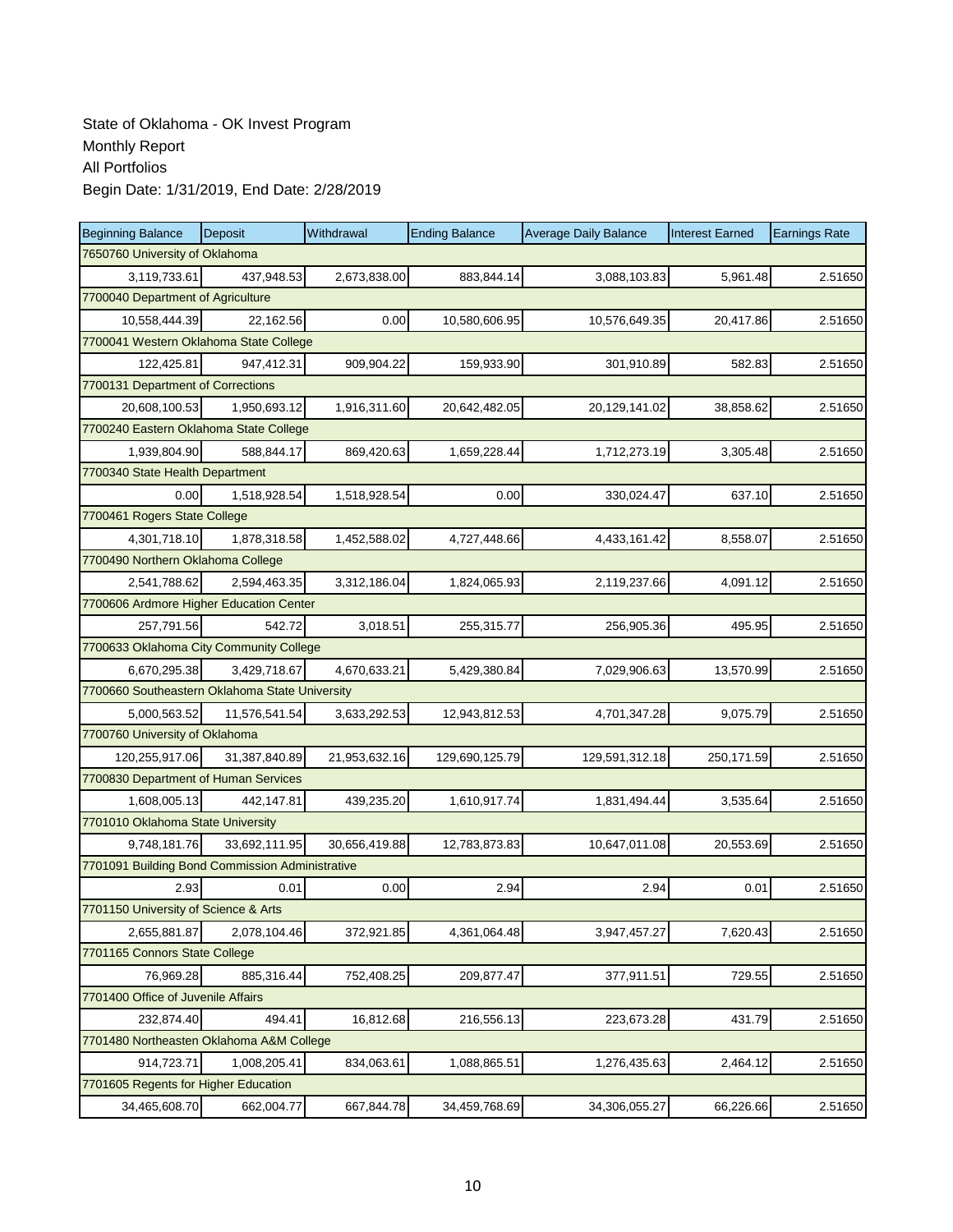State of Oklahoma - OK Invest Program
Monthly Report
All Portfolios
Begin Date: 1/31/2019, End Date: 2/28/2019

| Beginning Balance | Deposit | Withdrawal | Ending Balance | Average Daily Balance | Interest Earned | Earnings Rate |
|---|---|---|---|---|---|---|
| 7650760 University of Oklahoma | | | | | | |
| 3,119,733.61 | 437,948.53 | 2,673,838.00 | 883,844.14 | 3,088,103.83 | 5,961.48 | 2.51650 |
| 7700040 Department of Agriculture | | | | | | |
| 10,558,444.39 | 22,162.56 | 0.00 | 10,580,606.95 | 10,576,649.35 | 20,417.86 | 2.51650 |
| 7700041 Western Oklahoma State College | | | | | | |
| 122,425.81 | 947,412.31 | 909,904.22 | 159,933.90 | 301,910.89 | 582.83 | 2.51650 |
| 7700131 Department of Corrections | | | | | | |
| 20,608,100.53 | 1,950,693.12 | 1,916,311.60 | 20,642,482.05 | 20,129,141.02 | 38,858.62 | 2.51650 |
| 7700240 Eastern Oklahoma State College | | | | | | |
| 1,939,804.90 | 588,844.17 | 869,420.63 | 1,659,228.44 | 1,712,273.19 | 3,305.48 | 2.51650 |
| 7700340 State Health Department | | | | | | |
| 0.00 | 1,518,928.54 | 1,518,928.54 | 0.00 | 330,024.47 | 637.10 | 2.51650 |
| 7700461 Rogers State College | | | | | | |
| 4,301,718.10 | 1,878,318.58 | 1,452,588.02 | 4,727,448.66 | 4,433,161.42 | 8,558.07 | 2.51650 |
| 7700490 Northern Oklahoma College | | | | | | |
| 2,541,788.62 | 2,594,463.35 | 3,312,186.04 | 1,824,065.93 | 2,119,237.66 | 4,091.12 | 2.51650 |
| 7700606 Ardmore Higher Education Center | | | | | | |
| 257,791.56 | 542.72 | 3,018.51 | 255,315.77 | 256,905.36 | 495.95 | 2.51650 |
| 7700633 Oklahoma City Community College | | | | | | |
| 6,670,295.38 | 3,429,718.67 | 4,670,633.21 | 5,429,380.84 | 7,029,906.63 | 13,570.99 | 2.51650 |
| 7700660 Southeastern Oklahoma State University | | | | | | |
| 5,000,563.52 | 11,576,541.54 | 3,633,292.53 | 12,943,812.53 | 4,701,347.28 | 9,075.79 | 2.51650 |
| 7700760 University of Oklahoma | | | | | | |
| 120,255,917.06 | 31,387,840.89 | 21,953,632.16 | 129,690,125.79 | 129,591,312.18 | 250,171.59 | 2.51650 |
| 7700830 Department of Human Services | | | | | | |
| 1,608,005.13 | 442,147.81 | 439,235.20 | 1,610,917.74 | 1,831,494.44 | 3,535.64 | 2.51650 |
| 7701010 Oklahoma State University | | | | | | |
| 9,748,181.76 | 33,692,111.95 | 30,656,419.88 | 12,783,873.83 | 10,647,011.08 | 20,553.69 | 2.51650 |
| 7701091 Building Bond Commission Administrative | | | | | | |
| 2.93 | 0.01 | 0.00 | 2.94 | 2.94 | 0.01 | 2.51650 |
| 7701150 University of Science & Arts | | | | | | |
| 2,655,881.87 | 2,078,104.46 | 372,921.85 | 4,361,064.48 | 3,947,457.27 | 7,620.43 | 2.51650 |
| 7701165 Connors State College | | | | | | |
| 76,969.28 | 885,316.44 | 752,408.25 | 209,877.47 | 377,911.51 | 729.55 | 2.51650 |
| 7701400 Office of Juvenile Affairs | | | | | | |
| 232,874.40 | 494.41 | 16,812.68 | 216,556.13 | 223,673.28 | 431.79 | 2.51650 |
| 7701480 Northeasten Oklahoma A&M College | | | | | | |
| 914,723.71 | 1,008,205.41 | 834,063.61 | 1,088,865.51 | 1,276,435.63 | 2,464.12 | 2.51650 |
| 7701605 Regents for Higher Education | | | | | | |
| 34,465,608.70 | 662,004.77 | 667,844.78 | 34,459,768.69 | 34,306,055.27 | 66,226.66 | 2.51650 |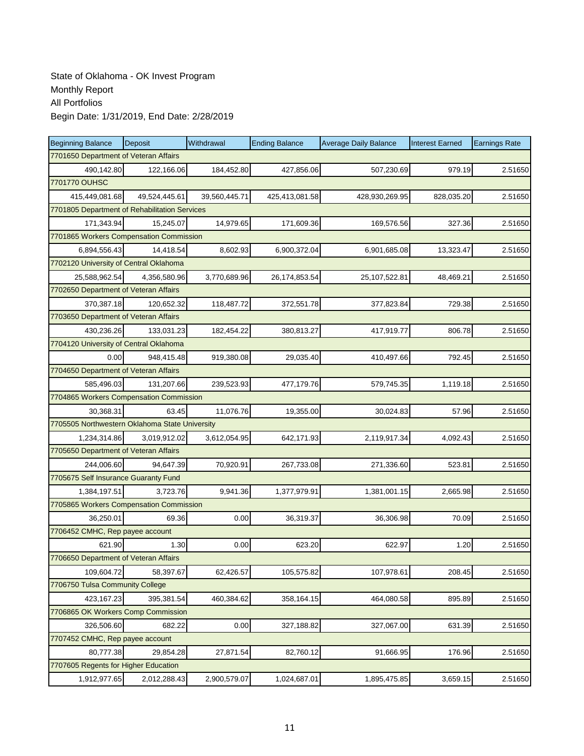State of Oklahoma - OK Invest Program
Monthly Report
All Portfolios
Begin Date: 1/31/2019, End Date: 2/28/2019

| Beginning Balance | Deposit | Withdrawal | Ending Balance | Average Daily Balance | Interest Earned | Earnings Rate |
|---|---|---|---|---|---|---|
| 7701650 Department of Veteran Affairs | | | | | | |
| 490,142.80 | 122,166.06 | 184,452.80 | 427,856.06 | 507,230.69 | 979.19 | 2.51650 |
| 7701770 OUHSC | | | | | | |
| 415,449,081.68 | 49,524,445.61 | 39,560,445.71 | 425,413,081.58 | 428,930,269.95 | 828,035.20 | 2.51650 |
| 7701805 Department of Rehabilitation Services | | | | | | |
| 171,343.94 | 15,245.07 | 14,979.65 | 171,609.36 | 169,576.56 | 327.36 | 2.51650 |
| 7701865 Workers Compensation Commission | | | | | | |
| 6,894,556.43 | 14,418.54 | 8,602.93 | 6,900,372.04 | 6,901,685.08 | 13,323.47 | 2.51650 |
| 7702120 University of Central Oklahoma | | | | | | |
| 25,588,962.54 | 4,356,580.96 | 3,770,689.96 | 26,174,853.54 | 25,107,522.81 | 48,469.21 | 2.51650 |
| 7702650 Department of Veteran Affairs | | | | | | |
| 370,387.18 | 120,652.32 | 118,487.72 | 372,551.78 | 377,823.84 | 729.38 | 2.51650 |
| 7703650 Department of Veteran Affairs | | | | | | |
| 430,236.26 | 133,031.23 | 182,454.22 | 380,813.27 | 417,919.77 | 806.78 | 2.51650 |
| 7704120 University of Central Oklahoma | | | | | | |
| 0.00 | 948,415.48 | 919,380.08 | 29,035.40 | 410,497.66 | 792.45 | 2.51650 |
| 7704650 Department of Veteran Affairs | | | | | | |
| 585,496.03 | 131,207.66 | 239,523.93 | 477,179.76 | 579,745.35 | 1,119.18 | 2.51650 |
| 7704865 Workers Compensation Commission | | | | | | |
| 30,368.31 | 63.45 | 11,076.76 | 19,355.00 | 30,024.83 | 57.96 | 2.51650 |
| 7705505 Northwestern Oklahoma State University | | | | | | |
| 1,234,314.86 | 3,019,912.02 | 3,612,054.95 | 642,171.93 | 2,119,917.34 | 4,092.43 | 2.51650 |
| 7705650 Department of Veteran Affairs | | | | | | |
| 244,006.60 | 94,647.39 | 70,920.91 | 267,733.08 | 271,336.60 | 523.81 | 2.51650 |
| 7705675 Self Insurance Guaranty Fund | | | | | | |
| 1,384,197.51 | 3,723.76 | 9,941.36 | 1,377,979.91 | 1,381,001.15 | 2,665.98 | 2.51650 |
| 7705865 Workers Compensation Commission | | | | | | |
| 36,250.01 | 69.36 | 0.00 | 36,319.37 | 36,306.98 | 70.09 | 2.51650 |
| 7706452 CMHC, Rep payee account | | | | | | |
| 621.90 | 1.30 | 0.00 | 623.20 | 622.97 | 1.20 | 2.51650 |
| 7706650 Department of Veteran Affairs | | | | | | |
| 109,604.72 | 58,397.67 | 62,426.57 | 105,575.82 | 107,978.61 | 208.45 | 2.51650 |
| 7706750 Tulsa Community College | | | | | | |
| 423,167.23 | 395,381.54 | 460,384.62 | 358,164.15 | 464,080.58 | 895.89 | 2.51650 |
| 7706865 OK Workers Comp Commission | | | | | | |
| 326,506.60 | 682.22 | 0.00 | 327,188.82 | 327,067.00 | 631.39 | 2.51650 |
| 7707452 CMHC, Rep payee account | | | | | | |
| 80,777.38 | 29,854.28 | 27,871.54 | 82,760.12 | 91,666.95 | 176.96 | 2.51650 |
| 7707605 Regents for Higher Education | | | | | | |
| 1,912,977.65 | 2,012,288.43 | 2,900,579.07 | 1,024,687.01 | 1,895,475.85 | 3,659.15 | 2.51650 |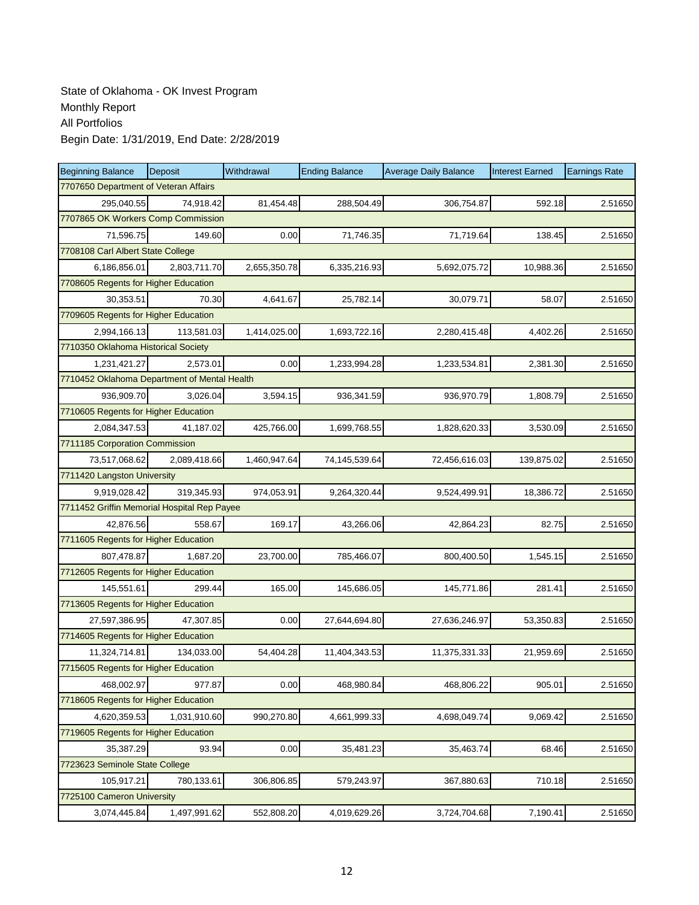State of Oklahoma - OK Invest Program
Monthly Report
All Portfolios
Begin Date: 1/31/2019, End Date: 2/28/2019

| Beginning Balance | Deposit | Withdrawal | Ending Balance | Average Daily Balance | Interest Earned | Earnings Rate |
|---|---|---|---|---|---|---|
| 7707650 Department of Veteran Affairs | | | | | | |
| 295,040.55 | 74,918.42 | 81,454.48 | 288,504.49 | 306,754.87 | 592.18 | 2.51650 |
| 7707865 OK Workers Comp Commission | | | | | | |
| 71,596.75 | 149.60 | 0.00 | 71,746.35 | 71,719.64 | 138.45 | 2.51650 |
| 7708108 Carl Albert State College | | | | | | |
| 6,186,856.01 | 2,803,711.70 | 2,655,350.78 | 6,335,216.93 | 5,692,075.72 | 10,988.36 | 2.51650 |
| 7708605 Regents for Higher Education | | | | | | |
| 30,353.51 | 70.30 | 4,641.67 | 25,782.14 | 30,079.71 | 58.07 | 2.51650 |
| 7709605 Regents for Higher Education | | | | | | |
| 2,994,166.13 | 113,581.03 | 1,414,025.00 | 1,693,722.16 | 2,280,415.48 | 4,402.26 | 2.51650 |
| 7710350 Oklahoma Historical Society | | | | | | |
| 1,231,421.27 | 2,573.01 | 0.00 | 1,233,994.28 | 1,233,534.81 | 2,381.30 | 2.51650 |
| 7710452 Oklahoma Department of Mental Health | | | | | | |
| 936,909.70 | 3,026.04 | 3,594.15 | 936,341.59 | 936,970.79 | 1,808.79 | 2.51650 |
| 7710605 Regents for Higher Education | | | | | | |
| 2,084,347.53 | 41,187.02 | 425,766.00 | 1,699,768.55 | 1,828,620.33 | 3,530.09 | 2.51650 |
| 7711185 Corporation Commission | | | | | | |
| 73,517,068.62 | 2,089,418.66 | 1,460,947.64 | 74,145,539.64 | 72,456,616.03 | 139,875.02 | 2.51650 |
| 7711420 Langston University | | | | | | |
| 9,919,028.42 | 319,345.93 | 974,053.91 | 9,264,320.44 | 9,524,499.91 | 18,386.72 | 2.51650 |
| 7711452 Griffin Memorial Hospital Rep Payee | | | | | | |
| 42,876.56 | 558.67 | 169.17 | 43,266.06 | 42,864.23 | 82.75 | 2.51650 |
| 7711605 Regents for Higher Education | | | | | | |
| 807,478.87 | 1,687.20 | 23,700.00 | 785,466.07 | 800,400.50 | 1,545.15 | 2.51650 |
| 7712605 Regents for Higher Education | | | | | | |
| 145,551.61 | 299.44 | 165.00 | 145,686.05 | 145,771.86 | 281.41 | 2.51650 |
| 7713605 Regents for Higher Education | | | | | | |
| 27,597,386.95 | 47,307.85 | 0.00 | 27,644,694.80 | 27,636,246.97 | 53,350.83 | 2.51650 |
| 7714605 Regents for Higher Education | | | | | | |
| 11,324,714.81 | 134,033.00 | 54,404.28 | 11,404,343.53 | 11,375,331.33 | 21,959.69 | 2.51650 |
| 7715605 Regents for Higher Education | | | | | | |
| 468,002.97 | 977.87 | 0.00 | 468,980.84 | 468,806.22 | 905.01 | 2.51650 |
| 7718605 Regents for Higher Education | | | | | | |
| 4,620,359.53 | 1,031,910.60 | 990,270.80 | 4,661,999.33 | 4,698,049.74 | 9,069.42 | 2.51650 |
| 7719605 Regents for Higher Education | | | | | | |
| 35,387.29 | 93.94 | 0.00 | 35,481.23 | 35,463.74 | 68.46 | 2.51650 |
| 7723623 Seminole State College | | | | | | |
| 105,917.21 | 780,133.61 | 306,806.85 | 579,243.97 | 367,880.63 | 710.18 | 2.51650 |
| 7725100 Cameron University | | | | | | |
| 3,074,445.84 | 1,497,991.62 | 552,808.20 | 4,019,629.26 | 3,724,704.68 | 7,190.41 | 2.51650 |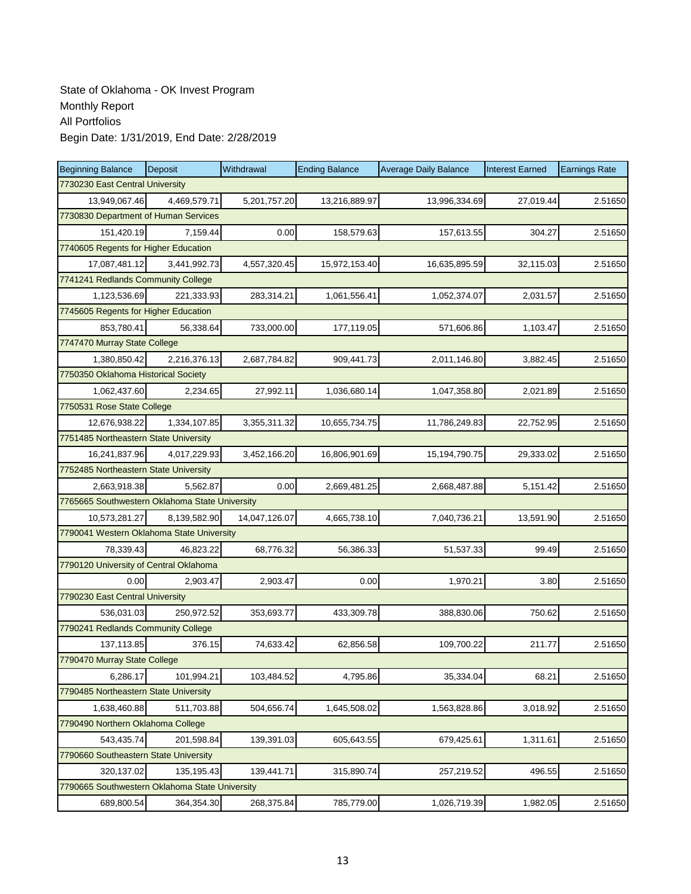State of Oklahoma - OK Invest Program
Monthly Report
All Portfolios
Begin Date: 1/31/2019, End Date: 2/28/2019

| Beginning Balance | Deposit | Withdrawal | Ending Balance | Average Daily Balance | Interest Earned | Earnings Rate |
|---|---|---|---|---|---|---|
| 7730230 East Central University | | | | | | |
| 13,949,067.46 | 4,469,579.71 | 5,201,757.20 | 13,216,889.97 | 13,996,334.69 | 27,019.44 | 2.51650 |
| 7730830 Department of Human Services | | | | | | |
| 151,420.19 | 7,159.44 | 0.00 | 158,579.63 | 157,613.55 | 304.27 | 2.51650 |
| 7740605 Regents for Higher Education | | | | | | |
| 17,087,481.12 | 3,441,992.73 | 4,557,320.45 | 15,972,153.40 | 16,635,895.59 | 32,115.03 | 2.51650 |
| 7741241 Redlands Community College | | | | | | |
| 1,123,536.69 | 221,333.93 | 283,314.21 | 1,061,556.41 | 1,052,374.07 | 2,031.57 | 2.51650 |
| 7745605 Regents for Higher Education | | | | | | |
| 853,780.41 | 56,338.64 | 733,000.00 | 177,119.05 | 571,606.86 | 1,103.47 | 2.51650 |
| 7747470 Murray State College | | | | | | |
| 1,380,850.42 | 2,216,376.13 | 2,687,784.82 | 909,441.73 | 2,011,146.80 | 3,882.45 | 2.51650 |
| 7750350 Oklahoma Historical Society | | | | | | |
| 1,062,437.60 | 2,234.65 | 27,992.11 | 1,036,680.14 | 1,047,358.80 | 2,021.89 | 2.51650 |
| 7750531 Rose State College | | | | | | |
| 12,676,938.22 | 1,334,107.85 | 3,355,311.32 | 10,655,734.75 | 11,786,249.83 | 22,752.95 | 2.51650 |
| 7751485 Northeastern State University | | | | | | |
| 16,241,837.96 | 4,017,229.93 | 3,452,166.20 | 16,806,901.69 | 15,194,790.75 | 29,333.02 | 2.51650 |
| 7752485 Northeastern State University | | | | | | |
| 2,663,918.38 | 5,562.87 | 0.00 | 2,669,481.25 | 2,668,487.88 | 5,151.42 | 2.51650 |
| 7765665 Southwestern Oklahoma State University | | | | | | |
| 10,573,281.27 | 8,139,582.90 | 14,047,126.07 | 4,665,738.10 | 7,040,736.21 | 13,591.90 | 2.51650 |
| 7790041 Western Oklahoma State University | | | | | | |
| 78,339.43 | 46,823.22 | 68,776.32 | 56,386.33 | 51,537.33 | 99.49 | 2.51650 |
| 7790120 University of Central Oklahoma | | | | | | |
| 0.00 | 2,903.47 | 2,903.47 | 0.00 | 1,970.21 | 3.80 | 2.51650 |
| 7790230 East Central University | | | | | | |
| 536,031.03 | 250,972.52 | 353,693.77 | 433,309.78 | 388,830.06 | 750.62 | 2.51650 |
| 7790241 Redlands Community College | | | | | | |
| 137,113.85 | 376.15 | 74,633.42 | 62,856.58 | 109,700.22 | 211.77 | 2.51650 |
| 7790470 Murray State College | | | | | | |
| 6,286.17 | 101,994.21 | 103,484.52 | 4,795.86 | 35,334.04 | 68.21 | 2.51650 |
| 7790485 Northeastern State University | | | | | | |
| 1,638,460.88 | 511,703.88 | 504,656.74 | 1,645,508.02 | 1,563,828.86 | 3,018.92 | 2.51650 |
| 7790490 Northern Oklahoma College | | | | | | |
| 543,435.74 | 201,598.84 | 139,391.03 | 605,643.55 | 679,425.61 | 1,311.61 | 2.51650 |
| 7790660 Southeastern State University | | | | | | |
| 320,137.02 | 135,195.43 | 139,441.71 | 315,890.74 | 257,219.52 | 496.55 | 2.51650 |
| 7790665 Southwestern Oklahoma State University | | | | | | |
| 689,800.54 | 364,354.30 | 268,375.84 | 785,779.00 | 1,026,719.39 | 1,982.05 | 2.51650 |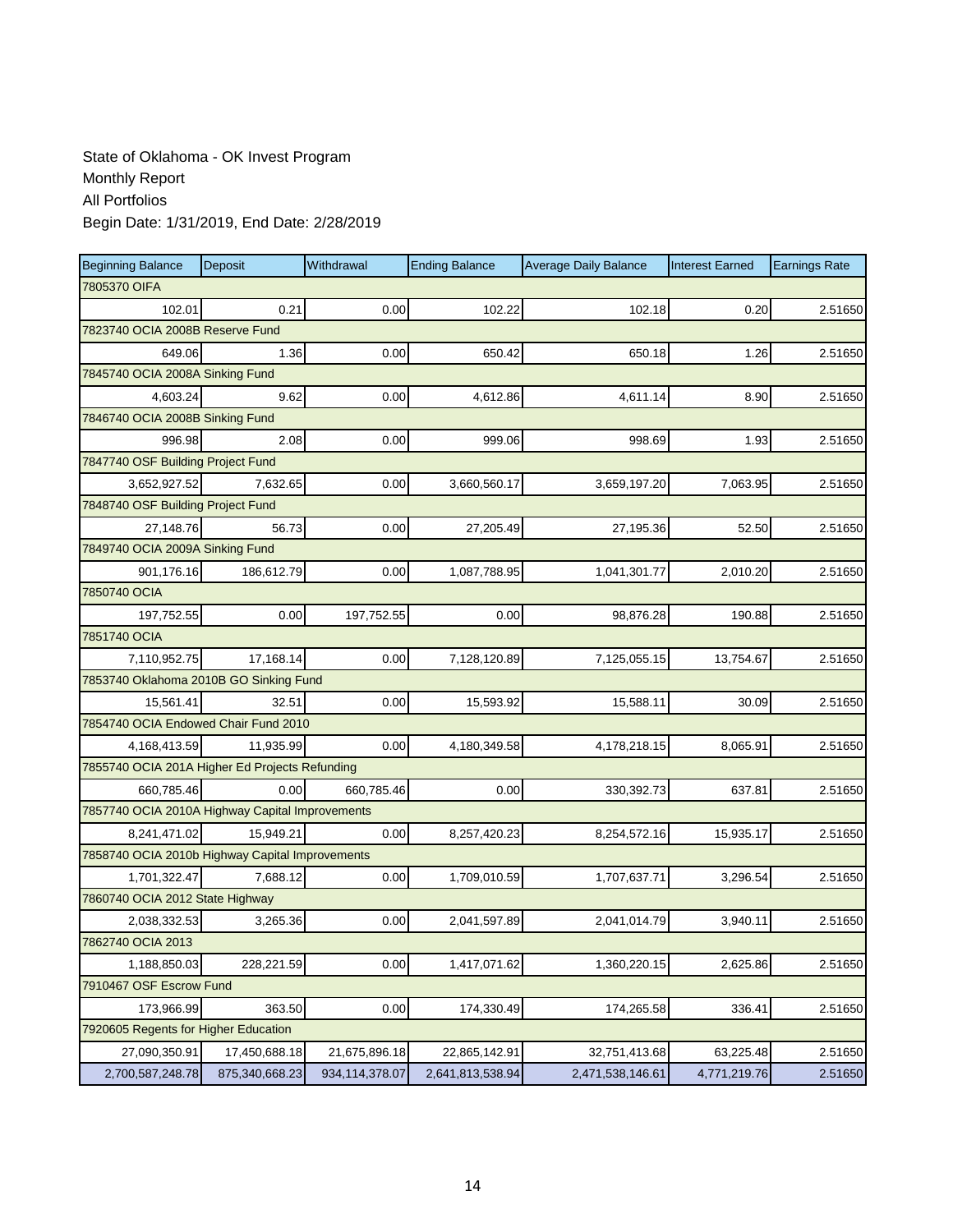State of Oklahoma - OK Invest Program
Monthly Report
All Portfolios
Begin Date: 1/31/2019, End Date: 2/28/2019

| Beginning Balance | Deposit | Withdrawal | Ending Balance | Average Daily Balance | Interest Earned | Earnings Rate |
|---|---|---|---|---|---|---|
| 7805370 OIFA | | | | | | |
| 102.01 | 0.21 | 0.00 | 102.22 | 102.18 | 0.20 | 2.51650 |
| 7823740 OCIA 2008B Reserve Fund | | | | | | |
| 649.06 | 1.36 | 0.00 | 650.42 | 650.18 | 1.26 | 2.51650 |
| 7845740 OCIA 2008A Sinking Fund | | | | | | |
| 4,603.24 | 9.62 | 0.00 | 4,612.86 | 4,611.14 | 8.90 | 2.51650 |
| 7846740 OCIA 2008B Sinking Fund | | | | | | |
| 996.98 | 2.08 | 0.00 | 999.06 | 998.69 | 1.93 | 2.51650 |
| 7847740 OSF Building Project Fund | | | | | | |
| 3,652,927.52 | 7,632.65 | 0.00 | 3,660,560.17 | 3,659,197.20 | 7,063.95 | 2.51650 |
| 7848740 OSF Building Project Fund | | | | | | |
| 27,148.76 | 56.73 | 0.00 | 27,205.49 | 27,195.36 | 52.50 | 2.51650 |
| 7849740 OCIA 2009A Sinking Fund | | | | | | |
| 901,176.16 | 186,612.79 | 0.00 | 1,087,788.95 | 1,041,301.77 | 2,010.20 | 2.51650 |
| 7850740 OCIA | | | | | | |
| 197,752.55 | 0.00 | 197,752.55 | 0.00 | 98,876.28 | 190.88 | 2.51650 |
| 7851740 OCIA | | | | | | |
| 7,110,952.75 | 17,168.14 | 0.00 | 7,128,120.89 | 7,125,055.15 | 13,754.67 | 2.51650 |
| 7853740 Oklahoma 2010B GO Sinking Fund | | | | | | |
| 15,561.41 | 32.51 | 0.00 | 15,593.92 | 15,588.11 | 30.09 | 2.51650 |
| 7854740 OCIA Endowed Chair Fund 2010 | | | | | | |
| 4,168,413.59 | 11,935.99 | 0.00 | 4,180,349.58 | 4,178,218.15 | 8,065.91 | 2.51650 |
| 7855740 OCIA 201A Higher Ed Projects Refunding | | | | | | |
| 660,785.46 | 0.00 | 660,785.46 | 0.00 | 330,392.73 | 637.81 | 2.51650 |
| 7857740 OCIA 2010A Highway Capital Improvements | | | | | | |
| 8,241,471.02 | 15,949.21 | 0.00 | 8,257,420.23 | 8,254,572.16 | 15,935.17 | 2.51650 |
| 7858740 OCIA 2010b Highway Capital Improvements | | | | | | |
| 1,701,322.47 | 7,688.12 | 0.00 | 1,709,010.59 | 1,707,637.71 | 3,296.54 | 2.51650 |
| 7860740 OCIA 2012 State Highway | | | | | | |
| 2,038,332.53 | 3,265.36 | 0.00 | 2,041,597.89 | 2,041,014.79 | 3,940.11 | 2.51650 |
| 7862740 OCIA 2013 | | | | | | |
| 1,188,850.03 | 228,221.59 | 0.00 | 1,417,071.62 | 1,360,220.15 | 2,625.86 | 2.51650 |
| 7910467 OSF Escrow Fund | | | | | | |
| 173,966.99 | 363.50 | 0.00 | 174,330.49 | 174,265.58 | 336.41 | 2.51650 |
| 7920605 Regents for Higher Education | | | | | | |
| 27,090,350.91 | 17,450,688.18 | 21,675,896.18 | 22,865,142.91 | 32,751,413.68 | 63,225.48 | 2.51650 |
| 2,700,587,248.78 | 875,340,668.23 | 934,114,378.07 | 2,641,813,538.94 | 2,471,538,146.61 | 4,771,219.76 | 2.51650 |